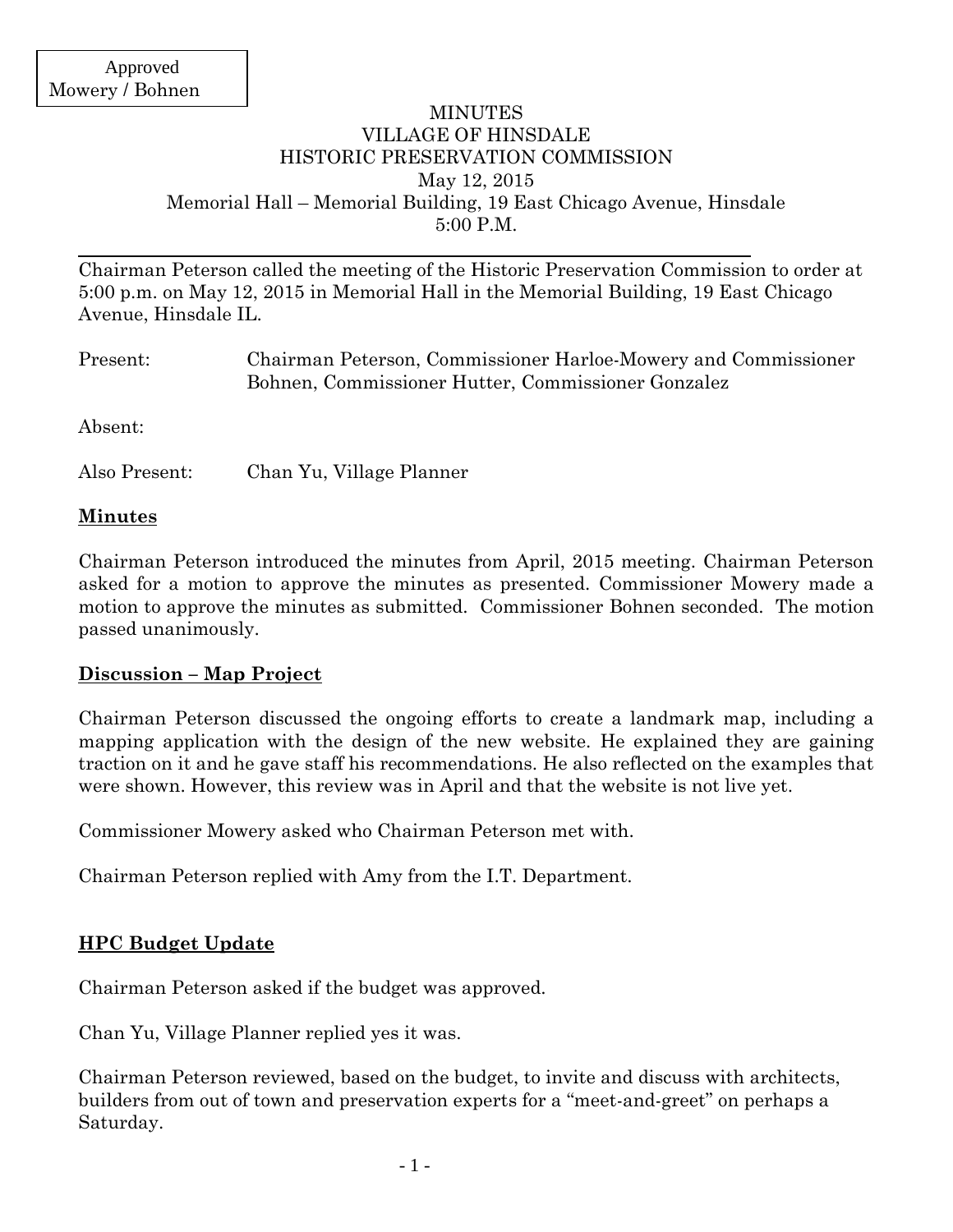Approved
Mowery / Bohnen

# MINUTES
# VILLAGE OF HINSDALE
# HISTORIC PRESERVATION COMMISSION

May 12, 2015
Memorial Hall – Memorial Building, 19 East Chicago Avenue, Hinsdale
5:00 P.M.

---

Chairman Peterson called the meeting of the Historic Preservation Commission to order at 5:00 p.m. on May 12, 2015 in Memorial Hall in the Memorial Building, 19 East Chicago Avenue, Hinsdale IL.

Present: Chairman Peterson, Commissioner Harloe-Mowery and Commissioner Bohnen, Commissioner Hutter, Commissioner Gonzalez

Absent:

Also Present: Chan Yu, Village Planner

## Minutes

Chairman Peterson introduced the minutes from April, 2015 meeting. Chairman Peterson asked for a motion to approve the minutes as presented. Commissioner Mowery made a motion to approve the minutes as submitted. Commissioner Bohnen seconded. The motion passed unanimously.

## Discussion – Map Project

Chairman Peterson discussed the ongoing efforts to create a landmark map, including a mapping application with the design of the new website. He explained they are gaining traction on it and he gave staff his recommendations. He also reflected on the examples that were shown. However, this review was in April and that the website is not live yet.

Commissioner Mowery asked who Chairman Peterson met with.

Chairman Peterson replied with Amy from the I.T. Department.

## HPC Budget Update

Chairman Peterson asked if the budget was approved.

Chan Yu, Village Planner replied yes it was.

Chairman Peterson reviewed, based on the budget, to invite and discuss with architects, builders from out of town and preservation experts for a "meet-and-greet" on perhaps a Saturday.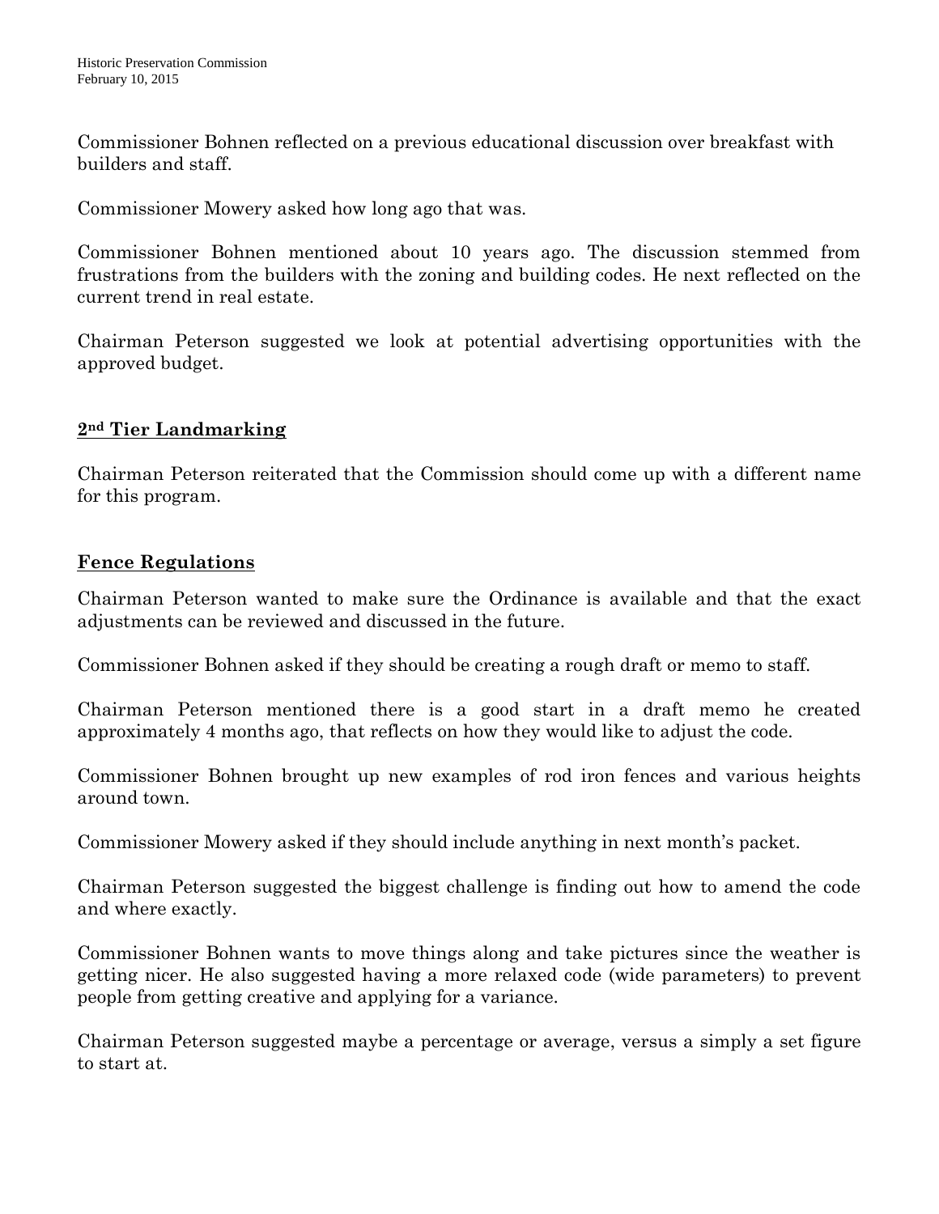Commissioner Bohnen reflected on a previous educational discussion over breakfast with builders and staff.

Commissioner Mowery asked how long ago that was.

Commissioner Bohnen mentioned about 10 years ago. The discussion stemmed from frustrations from the builders with the zoning and building codes. He next reflected on the current trend in real estate.

Chairman Peterson suggested we look at potential advertising opportunities with the approved budget.

## 2nd Tier Landmarking

Chairman Peterson reiterated that the Commission should come up with a different name for this program.

## Fence Regulations

Chairman Peterson wanted to make sure the Ordinance is available and that the exact adjustments can be reviewed and discussed in the future.

Commissioner Bohnen asked if they should be creating a rough draft or memo to staff.

Chairman Peterson mentioned there is a good start in a draft memo he created approximately 4 months ago, that reflects on how they would like to adjust the code.

Commissioner Bohnen brought up new examples of rod iron fences and various heights around town.

Commissioner Mowery asked if they should include anything in next month's packet.

Chairman Peterson suggested the biggest challenge is finding out how to amend the code and where exactly.

Commissioner Bohnen wants to move things along and take pictures since the weather is getting nicer. He also suggested having a more relaxed code (wide parameters) to prevent people from getting creative and applying for a variance.

Chairman Peterson suggested maybe a percentage or average, versus a simply a set figure to start at.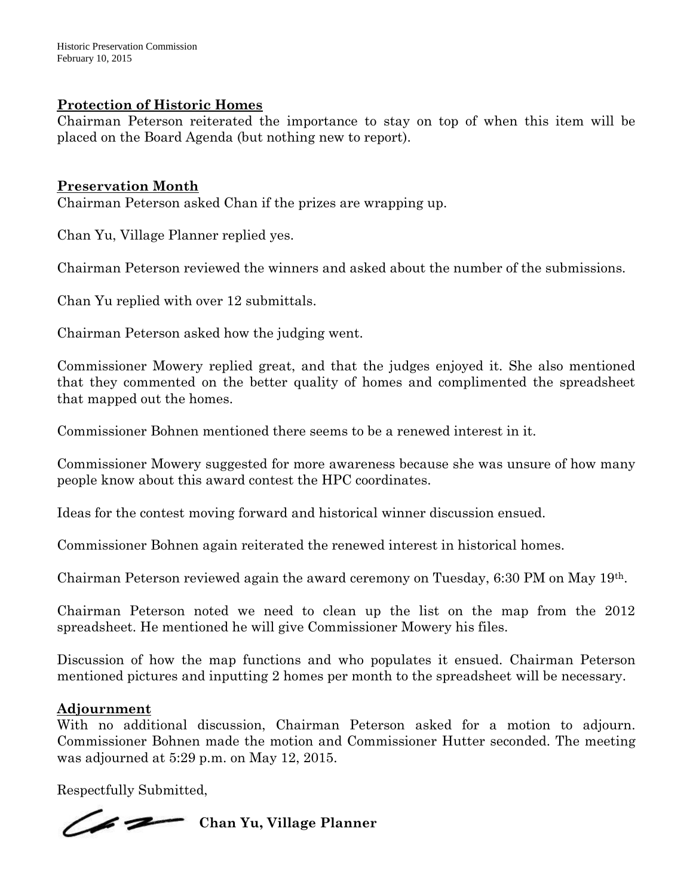## Protection of Historic Homes

Chairman Peterson reiterated the importance to stay on top of when this item will be placed on the Board Agenda (but nothing new to report).

## Preservation Month

Chairman Peterson asked Chan if the prizes are wrapping up.

Chan Yu, Village Planner replied yes.

Chairman Peterson reviewed the winners and asked about the number of the submissions.

Chan Yu replied with over 12 submittals.

Chairman Peterson asked how the judging went.

Commissioner Mowery replied great, and that the judges enjoyed it. She also mentioned that they commented on the better quality of homes and complimented the spreadsheet that mapped out the homes.

Commissioner Bohnen mentioned there seems to be a renewed interest in it.

Commissioner Mowery suggested for more awareness because she was unsure of how many people know about this award contest the HPC coordinates.

Ideas for the contest moving forward and historical winner discussion ensued.

Commissioner Bohnen again reiterated the renewed interest in historical homes.

Chairman Peterson reviewed again the award ceremony on Tuesday, 6:30 PM on May 19th.

Chairman Peterson noted we need to clean up the list on the map from the 2012 spreadsheet. He mentioned he will give Commissioner Mowery his files.

Discussion of how the map functions and who populates it ensued. Chairman Peterson mentioned pictures and inputting 2 homes per month to the spreadsheet will be necessary.

## Adjournment

With no additional discussion, Chairman Peterson asked for a motion to adjourn. Commissioner Bohnen made the motion and Commissioner Hutter seconded. The meeting was adjourned at 5:29 p.m. on May 12, 2015.

Respectfully Submitted,

**Chan Yu, Village Planner**